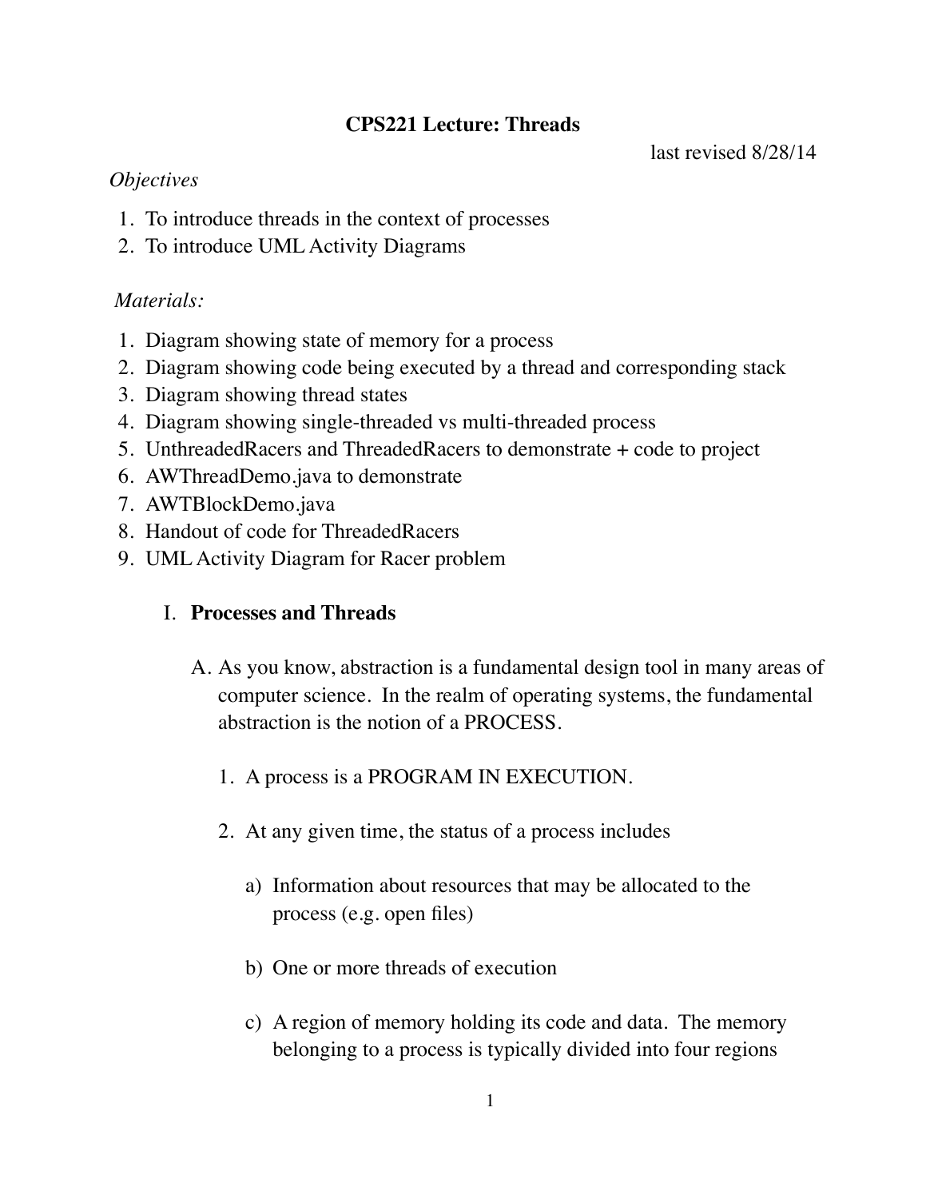# CPS221 Lecture: Threads

last revised 8/28/14

*Objectives*

1. To introduce threads in the context of processes
2. To introduce UML Activity Diagrams

*Materials:*

1. Diagram showing state of memory for a process
2. Diagram showing code being executed by a thread and corresponding stack
3. Diagram showing thread states
4. Diagram showing single-threaded vs multi-threaded process
5. UnthreadedRacers and ThreadedRacers to demonstrate + code to project
6. AWThreadDemo.java to demonstrate
7. AWTBlockDemo.java
8. Handout of code for ThreadedRacers
9. UML Activity Diagram for Racer problem

## I. Processes and Threads

A. As you know, abstraction is a fundamental design tool in many areas of computer science. In the realm of operating systems, the fundamental abstraction is the notion of a PROCESS.

1. A process is a PROGRAM IN EXECUTION.

2. At any given time, the status of a process includes

a) Information about resources that may be allocated to the process (e.g. open files)

b) One or more threads of execution

c) A region of memory holding its code and data. The memory belonging to a process is typically divided into four regions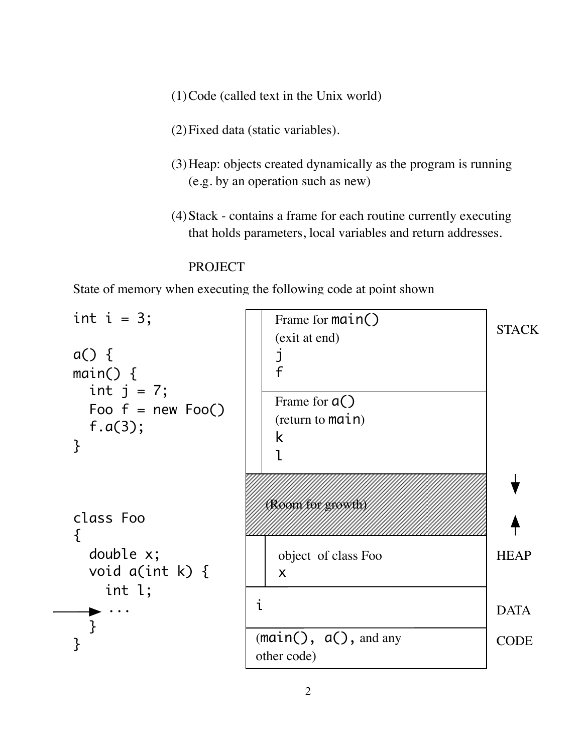(1) Code (called text in the Unix world)

(2) Fixed data (static variables).

(3) Heap: objects created dynamically as the program is running (e.g. by an operation such as new)

(4) Stack - contains a frame for each routine currently executing that holds parameters, local variables and return addresses.

PROJECT

State of memory when executing the following code at point shown

```
int i = 3;

a() {
main() {
  int j = 7;
  Foo f = new Foo()
  f.a(3);
}


class Foo
{
  double x;
  void a(int k) {
    int l;
 ---> ...
  }
}
```

| Memory | Region |
|---|---|
| Frame for `main()` (exit at end) `j` `f` | STACK |
| Frame for `a()` (return to `main`) `k` `l` | |
| (Room for growth) | ↓ ↑ |
| object of class Foo `x` | HEAP |
| `i` | DATA |
| (`main()`, `a()`, and any other code) | CODE |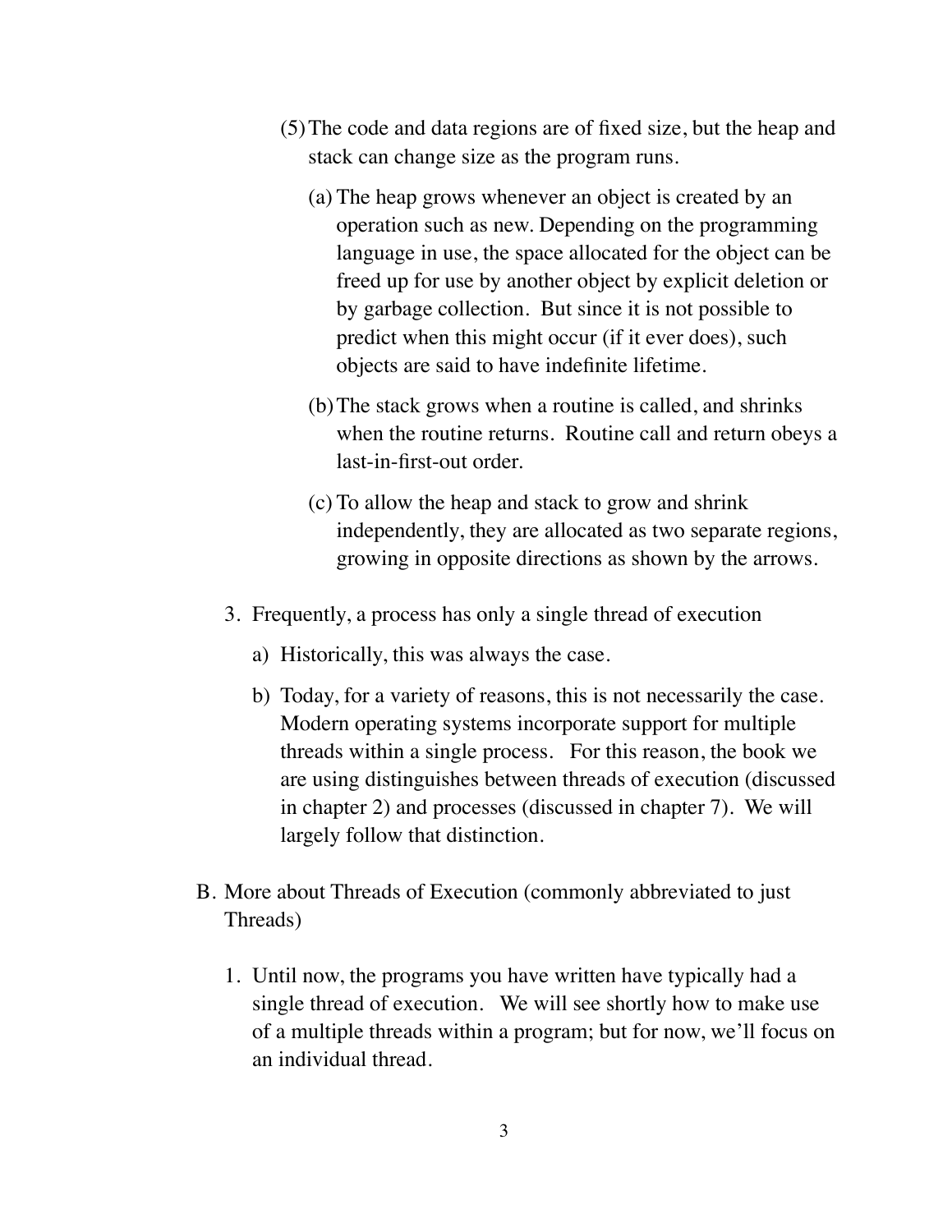(5) The code and data regions are of fixed size, but the heap and stack can change size as the program runs.

   (a) The heap grows whenever an object is created by an operation such as new. Depending on the programming language in use, the space allocated for the object can be freed up for use by another object by explicit deletion or by garbage collection. But since it is not possible to predict when this might occur (if it ever does), such objects are said to have indefinite lifetime.

   (b) The stack grows when a routine is called, and shrinks when the routine returns. Routine call and return obeys a last-in-first-out order.

   (c) To allow the heap and stack to grow and shrink independently, they are allocated as two separate regions, growing in opposite directions as shown by the arrows.

3. Frequently, a process has only a single thread of execution

   a) Historically, this was always the case.

   b) Today, for a variety of reasons, this is not necessarily the case. Modern operating systems incorporate support for multiple threads within a single process. For this reason, the book we are using distinguishes between threads of execution (discussed in chapter 2) and processes (discussed in chapter 7). We will largely follow that distinction.

B. More about Threads of Execution (commonly abbreviated to just Threads)

   1. Until now, the programs you have written have typically had a single thread of execution. We will see shortly how to make use of a multiple threads within a program; but for now, we'll focus on an individual thread.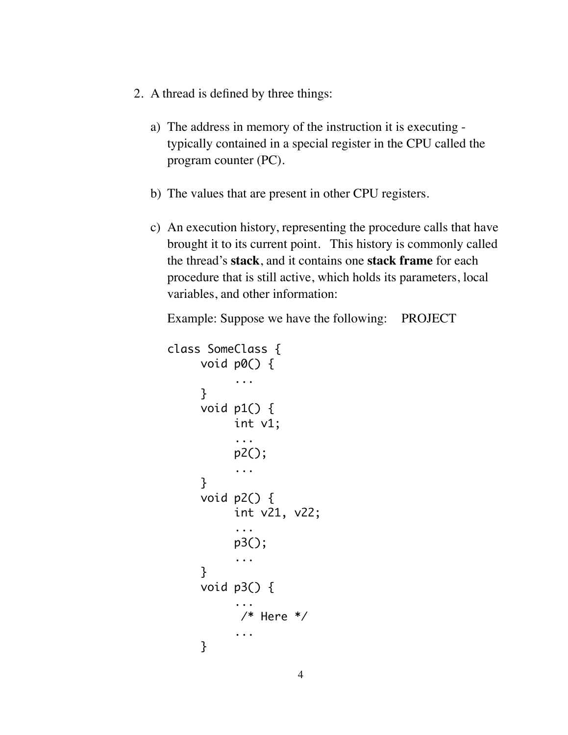2. A thread is defined by three things:

   a) The address in memory of the instruction it is executing - typically contained in a special register in the CPU called the program counter (PC).

   b) The values that are present in other CPU registers.

   c) An execution history, representing the procedure calls that have brought it to its current point. This history is commonly called the thread's **stack**, and it contains one **stack frame** for each procedure that is still active, which holds its parameters, local variables, and other information:

      Example: Suppose we have the following: PROJECT

```
class SomeClass {
     void p0() {
          ...
     }
     void p1() {
          int v1;
          ...
          p2();
          ...
     }
     void p2() {
          int v21, v22;
          ...
          p3();
          ...
     }
     void p3() {
          ...
           /* Here */
          ...
     }
```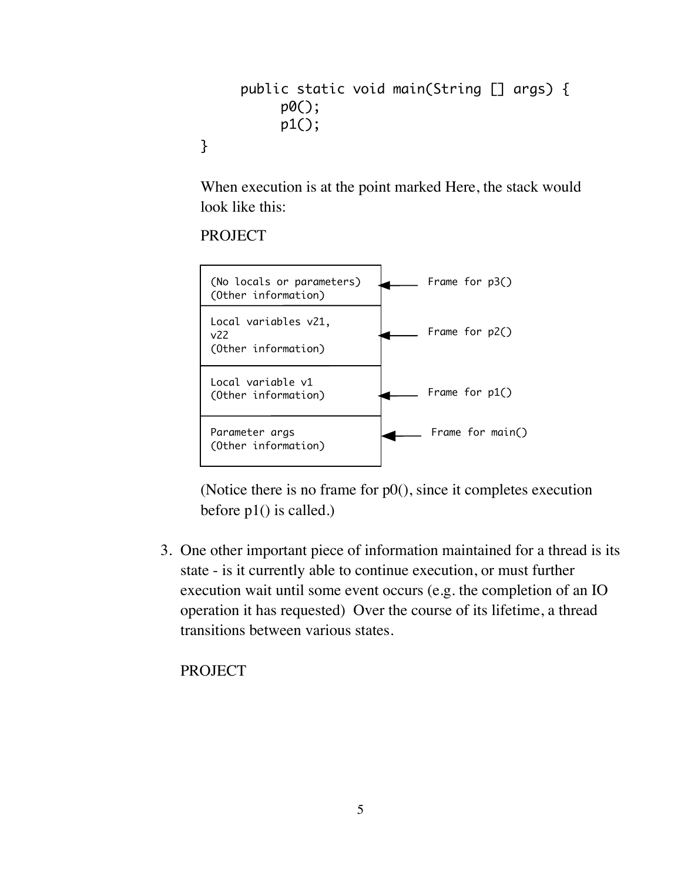```
    public static void main(String [] args) {
        p0();
        p1();
}
```

When execution is at the point marked Here, the stack would look like this:

PROJECT

| Stack | |
|---|---|
| (No locals or parameters) (Other information) | ← Frame for p3() |
| Local variables v21, v22 (Other information) | ← Frame for p2() |
| Local variable v1 (Other information) | ← Frame for p1() |
| Parameter args (Other information) | ← Frame for main() |

(Notice there is no frame for p0(), since it completes execution before p1() is called.)

3. One other important piece of information maintained for a thread is its state - is it currently able to continue execution, or must further execution wait until some event occurs (e.g. the completion of an IO operation it has requested) Over the course of its lifetime, a thread transitions between various states.

   PROJECT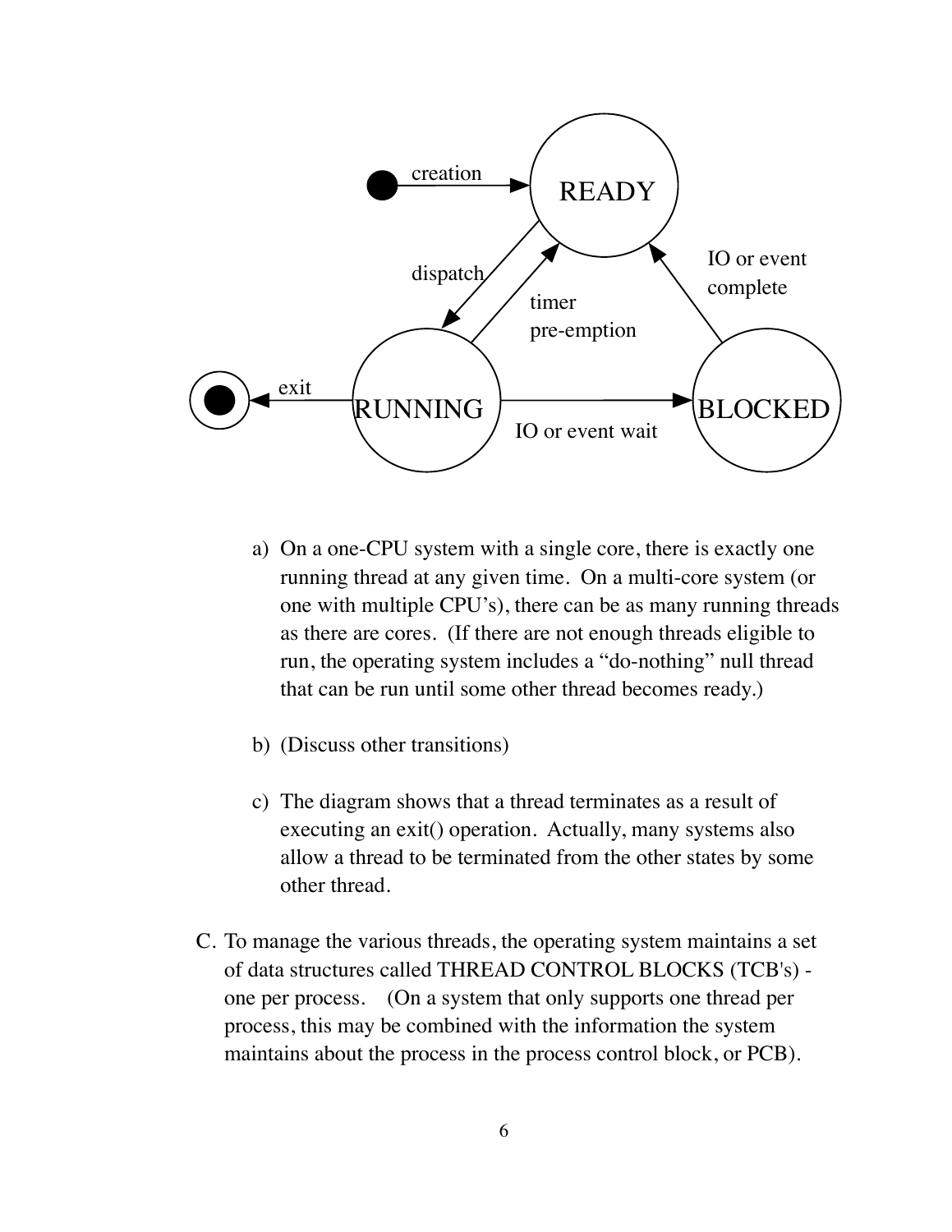a) On a one-CPU system with a single core, there is exactly one running thread at any given time. On a multi-core system (or one with multiple CPU's), there can be as many running threads as there are cores. (If there are not enough threads eligible to run, the operating system includes a "do-nothing" null thread that can be run until some other thread becomes ready.)

b) (Discuss other transitions)

c) The diagram shows that a thread terminates as a result of executing an exit() operation. Actually, many systems also allow a thread to be terminated from the other states by some other thread.

C. To manage the various threads, the operating system maintains a set of data structures called THREAD CONTROL BLOCKS (TCB's) - one per process. (On a system that only supports one thread per process, this may be combined with the information the system maintains about the process in the process control block, or PCB).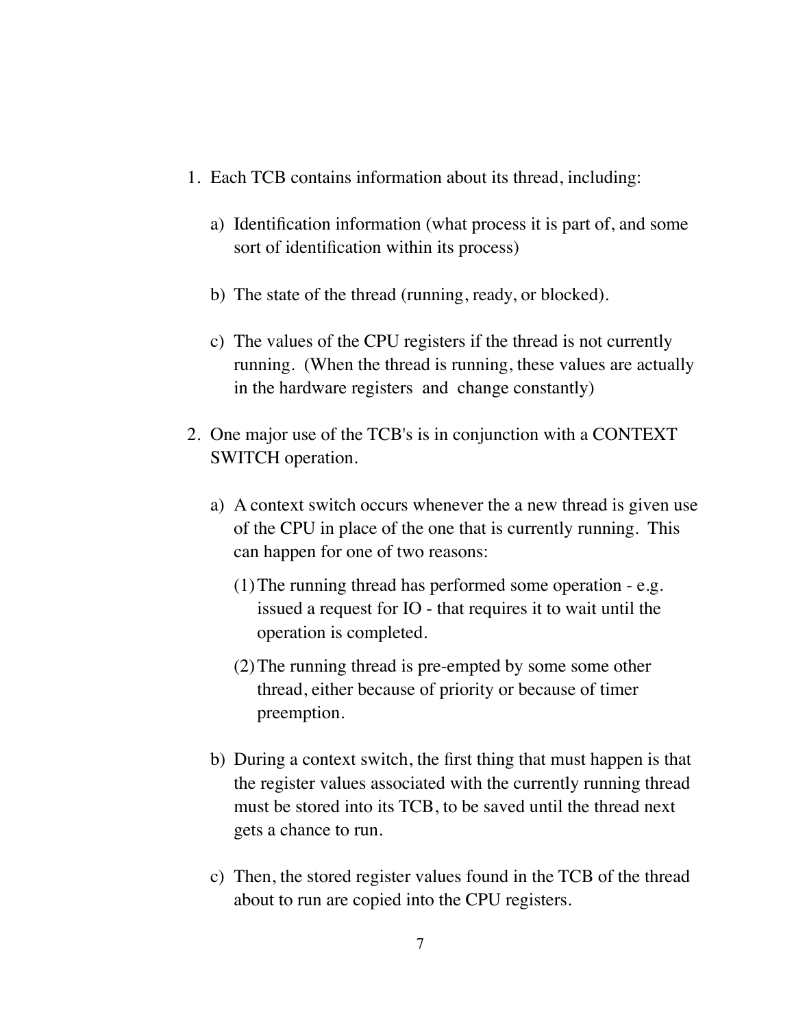1. Each TCB contains information about its thread, including:

    a) Identification information (what process it is part of, and some sort of identification within its process)

    b) The state of the thread (running, ready, or blocked).

    c) The values of the CPU registers if the thread is not currently running. (When the thread is running, these values are actually in the hardware registers and change constantly)

2. One major use of the TCB's is in conjunction with a CONTEXT SWITCH operation.

    a) A context switch occurs whenever the a new thread is given use of the CPU in place of the one that is currently running. This can happen for one of two reasons:

        (1) The running thread has performed some operation - e.g. issued a request for IO - that requires it to wait until the operation is completed.

        (2) The running thread is pre-empted by some some other thread, either because of priority or because of timer preemption.

    b) During a context switch, the first thing that must happen is that the register values associated with the currently running thread must be stored into its TCB, to be saved until the thread next gets a chance to run.

    c) Then, the stored register values found in the TCB of the thread about to run are copied into the CPU registers.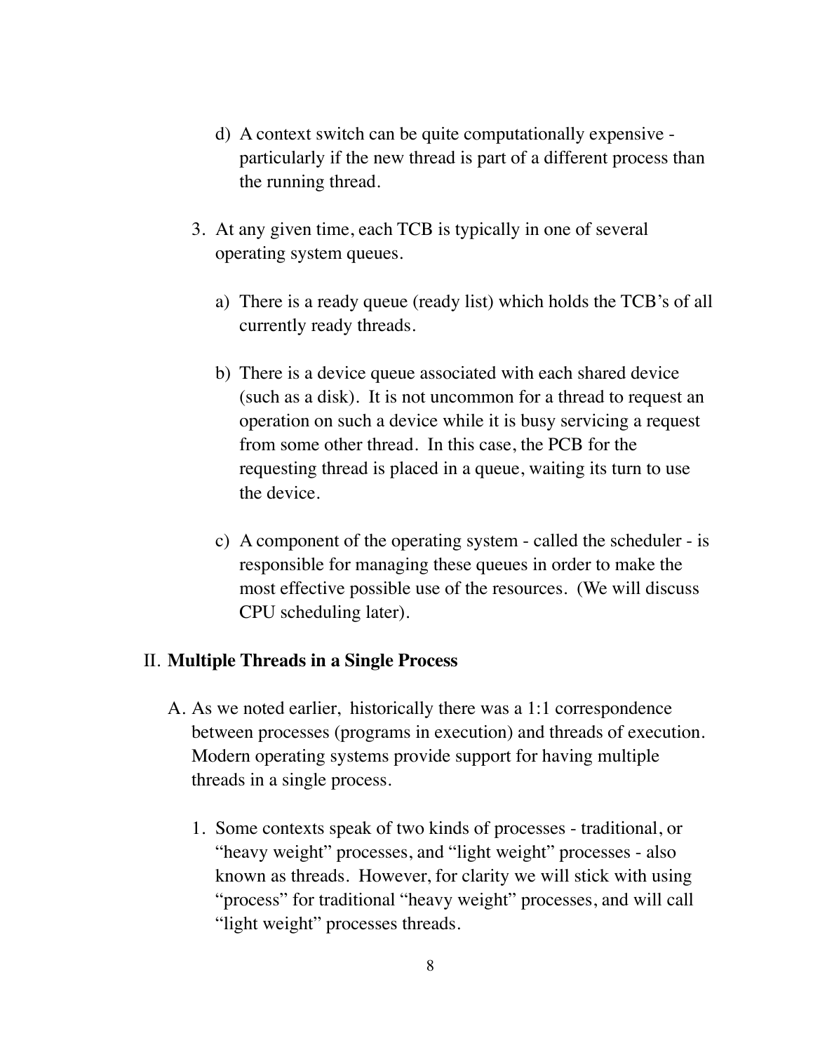d) A context switch can be quite computationally expensive - particularly if the new thread is part of a different process than the running thread.

3. At any given time, each TCB is typically in one of several operating system queues.

   a) There is a ready queue (ready list) which holds the TCB's of all currently ready threads.

   b) There is a device queue associated with each shared device (such as a disk). It is not uncommon for a thread to request an operation on such a device while it is busy servicing a request from some other thread. In this case, the PCB for the requesting thread is placed in a queue, waiting its turn to use the device.

   c) A component of the operating system - called the scheduler - is responsible for managing these queues in order to make the most effective possible use of the resources. (We will discuss CPU scheduling later).

## II. **Multiple Threads in a Single Process**

A. As we noted earlier, historically there was a 1:1 correspondence between processes (programs in execution) and threads of execution. Modern operating systems provide support for having multiple threads in a single process.

1. Some contexts speak of two kinds of processes - traditional, or "heavy weight" processes, and "light weight" processes - also known as threads. However, for clarity we will stick with using "process" for traditional "heavy weight" processes, and will call "light weight" processes threads.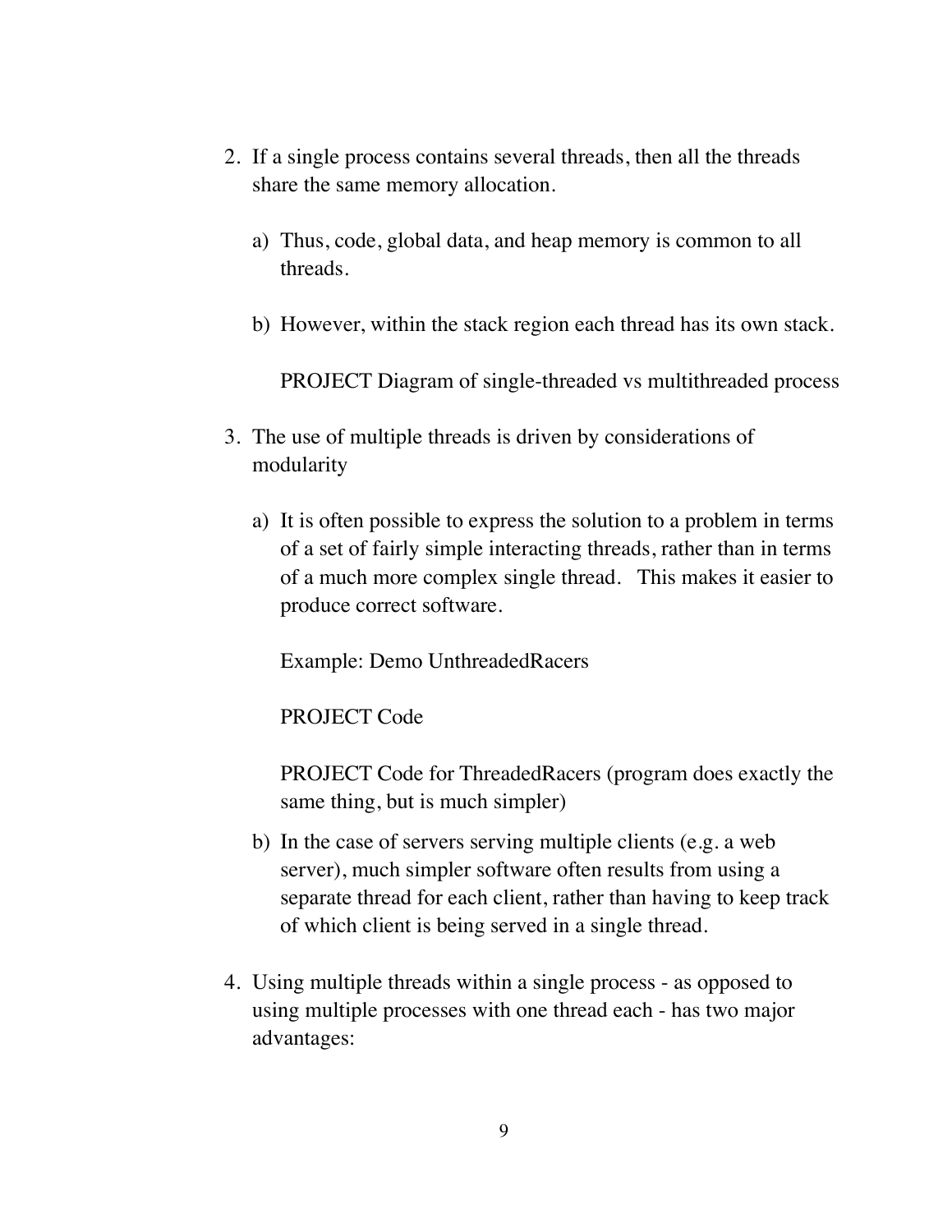2. If a single process contains several threads, then all the threads share the same memory allocation.

   a) Thus, code, global data, and heap memory is common to all threads.

   b) However, within the stack region each thread has its own stack.

      PROJECT Diagram of single-threaded vs multithreaded process

3. The use of multiple threads is driven by considerations of modularity

   a) It is often possible to express the solution to a problem in terms of a set of fairly simple interacting threads, rather than in terms of a much more complex single thread. This makes it easier to produce correct software.

      Example: Demo UnthreadedRacers

      PROJECT Code

      PROJECT Code for ThreadedRacers (program does exactly the same thing, but is much simpler)

   b) In the case of servers serving multiple clients (e.g. a web server), much simpler software often results from using a separate thread for each client, rather than having to keep track of which client is being served in a single thread.

4. Using multiple threads within a single process - as opposed to using multiple processes with one thread each - has two major advantages: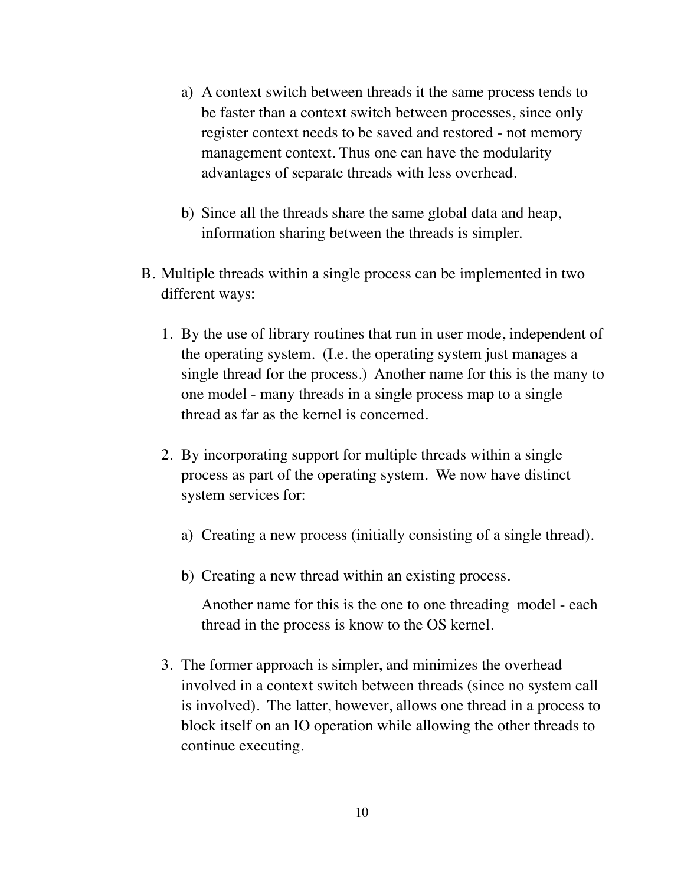a) A context switch between threads it the same process tends to be faster than a context switch between processes, since only register context needs to be saved and restored - not memory management context. Thus one can have the modularity advantages of separate threads with less overhead.

b) Since all the threads share the same global data and heap, information sharing between the threads is simpler.

B. Multiple threads within a single process can be implemented in two different ways:

1. By the use of library routines that run in user mode, independent of the operating system. (I.e. the operating system just manages a single thread for the process.) Another name for this is the many to one model - many threads in a single process map to a single thread as far as the kernel is concerned.

2. By incorporating support for multiple threads within a single process as part of the operating system. We now have distinct system services for:

   a) Creating a new process (initially consisting of a single thread).

   b) Creating a new thread within an existing process.

   Another name for this is the one to one threading model - each thread in the process is know to the OS kernel.

3. The former approach is simpler, and minimizes the overhead involved in a context switch between threads (since no system call is involved). The latter, however, allows one thread in a process to block itself on an IO operation while allowing the other threads to continue executing.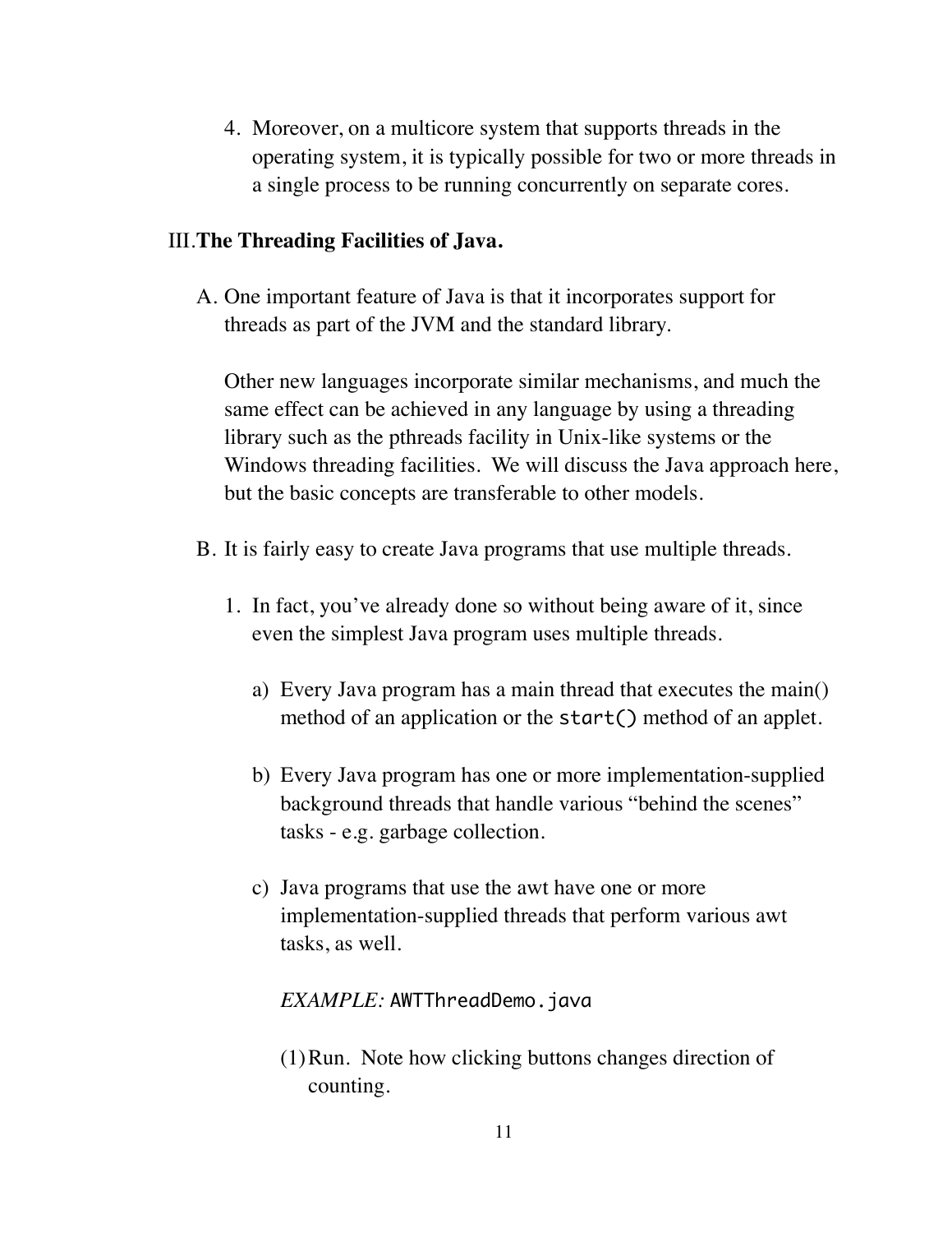4. Moreover, on a multicore system that supports threads in the operating system, it is typically possible for two or more threads in a single process to be running concurrently on separate cores.

## III. The Threading Facilities of Java.

A. One important feature of Java is that it incorporates support for threads as part of the JVM and the standard library.

   Other new languages incorporate similar mechanisms, and much the same effect can be achieved in any language by using a threading library such as the pthreads facility in Unix-like systems or the Windows threading facilities. We will discuss the Java approach here, but the basic concepts are transferable to other models.

B. It is fairly easy to create Java programs that use multiple threads.

   1. In fact, you've already done so without being aware of it, since even the simplest Java program uses multiple threads.

      a) Every Java program has a main thread that executes the main() method of an application or the `start()` method of an applet.

      b) Every Java program has one or more implementation-supplied background threads that handle various "behind the scenes" tasks - e.g. garbage collection.

      c) Java programs that use the awt have one or more implementation-supplied threads that perform various awt tasks, as well.

         *EXAMPLE:* `AWTThreadDemo.java`

         (1) Run. Note how clicking buttons changes direction of counting.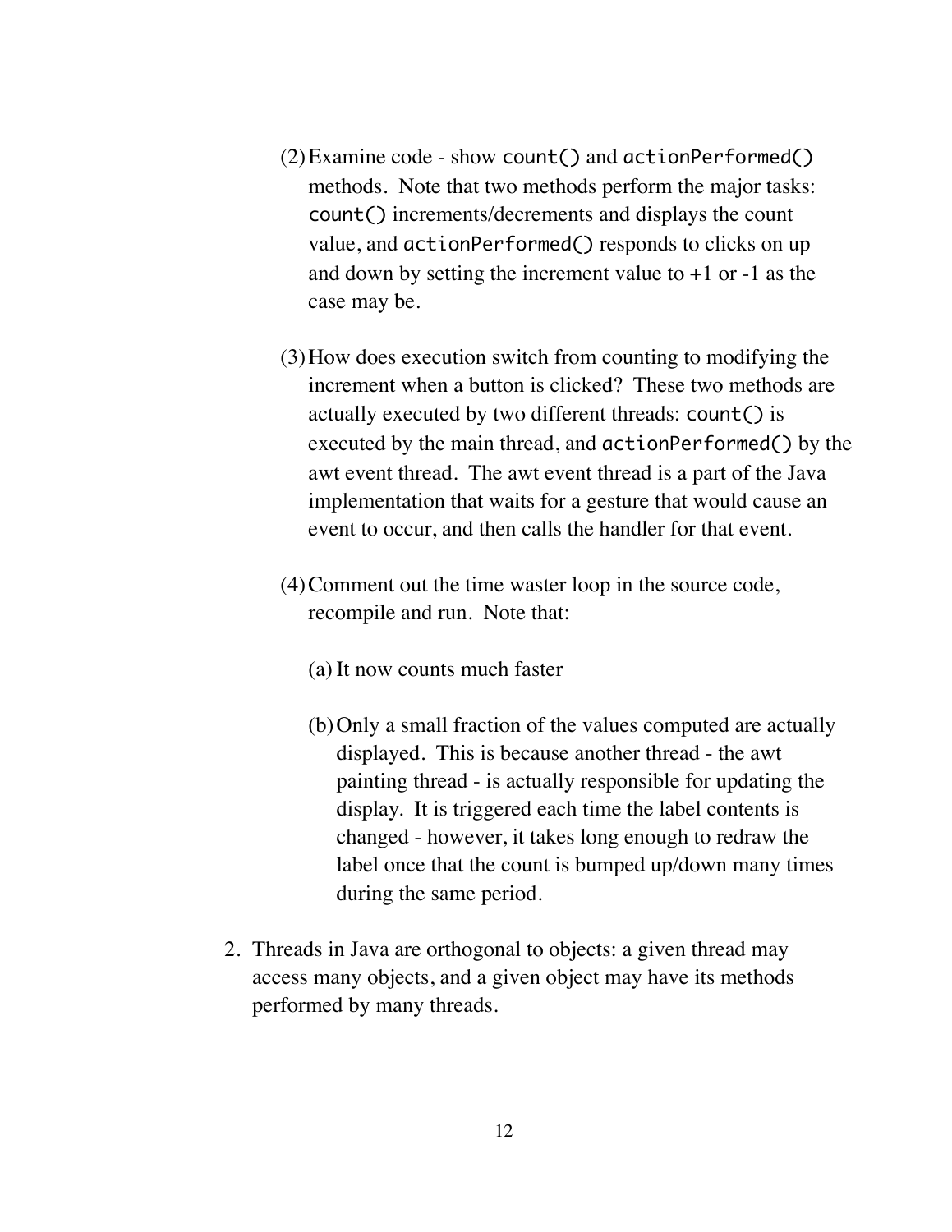(2) Examine code - show `count()` and `actionPerformed()` methods. Note that two methods perform the major tasks: `count()` increments/decrements and displays the count value, and `actionPerformed()` responds to clicks on up and down by setting the increment value to +1 or -1 as the case may be.

(3) How does execution switch from counting to modifying the increment when a button is clicked? These two methods are actually executed by two different threads: `count()` is executed by the main thread, and `actionPerformed()` by the awt event thread. The awt event thread is a part of the Java implementation that waits for a gesture that would cause an event to occur, and then calls the handler for that event.

(4) Comment out the time waster loop in the source code, recompile and run. Note that:

   (a) It now counts much faster

   (b) Only a small fraction of the values computed are actually displayed. This is because another thread - the awt painting thread - is actually responsible for updating the display. It is triggered each time the label contents is changed - however, it takes long enough to redraw the label once that the count is bumped up/down many times during the same period.

2. Threads in Java are orthogonal to objects: a given thread may access many objects, and a given object may have its methods performed by many threads.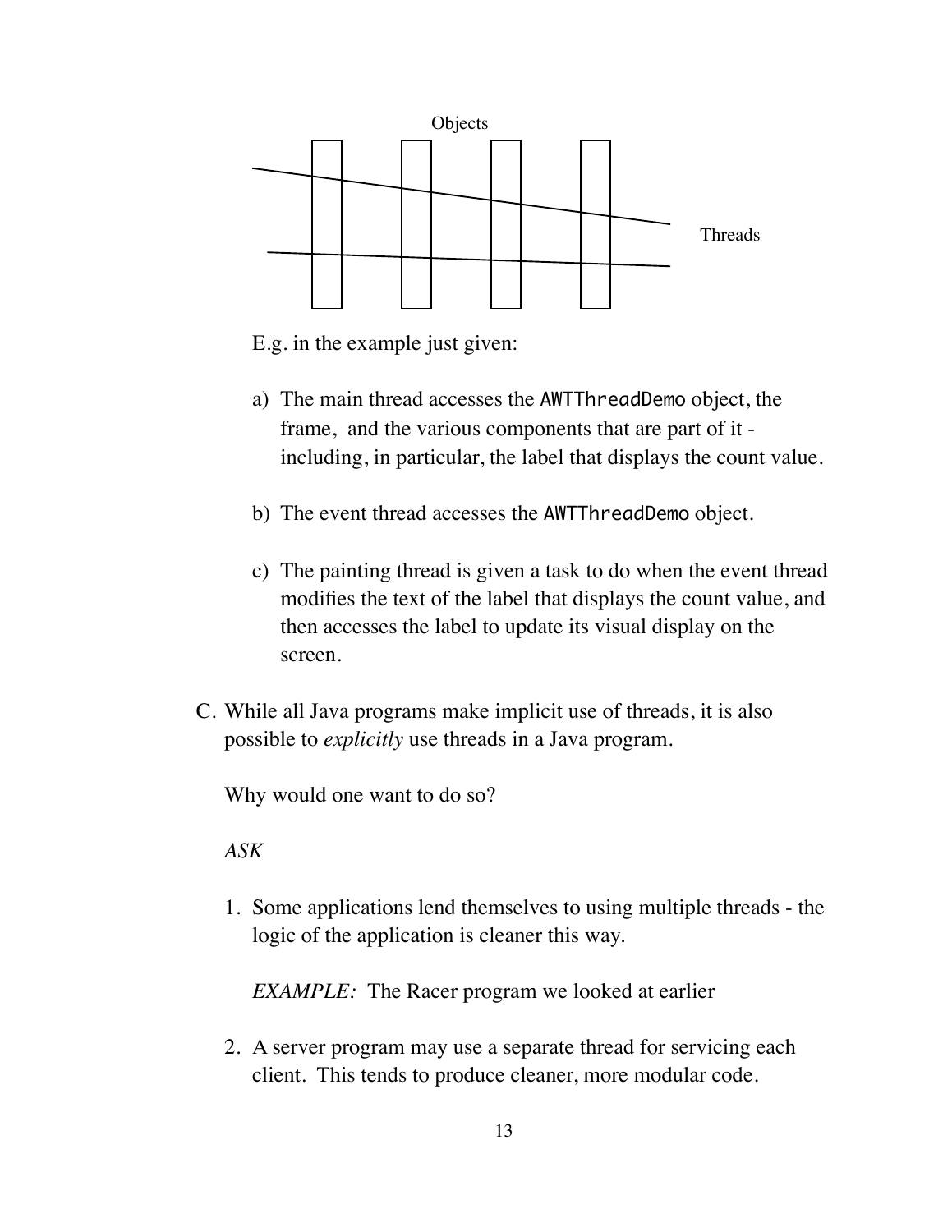Objects

Threads

E.g. in the example just given:

a) The main thread accesses the AWTThreadDemo object, the frame, and the various components that are part of it - including, in particular, the label that displays the count value.

b) The event thread accesses the AWTThreadDemo object.

c) The painting thread is given a task to do when the event thread modifies the text of the label that displays the count value, and then accesses the label to update its visual display on the screen.

C. While all Java programs make implicit use of threads, it is also possible to *explicitly* use threads in a Java program.

   Why would one want to do so?

   *ASK*

   1. Some applications lend themselves to using multiple threads - the logic of the application is cleaner this way.

      *EXAMPLE:* The Racer program we looked at earlier

   2. A server program may use a separate thread for servicing each client. This tends to produce cleaner, more modular code.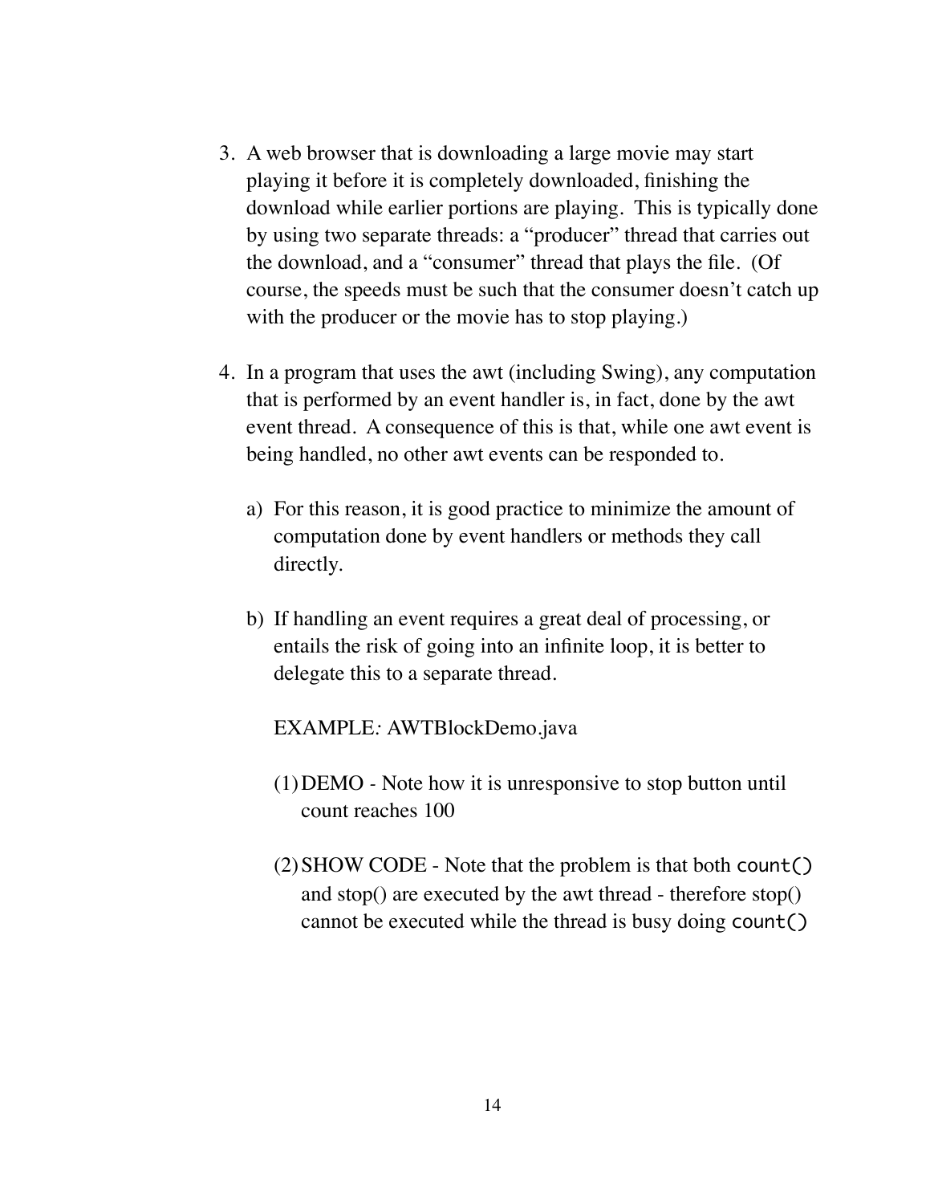3. A web browser that is downloading a large movie may start playing it before it is completely downloaded, finishing the download while earlier portions are playing. This is typically done by using two separate threads: a "producer" thread that carries out the download, and a "consumer" thread that plays the file. (Of course, the speeds must be such that the consumer doesn't catch up with the producer or the movie has to stop playing.)

4. In a program that uses the awt (including Swing), any computation that is performed by an event handler is, in fact, done by the awt event thread. A consequence of this is that, while one awt event is being handled, no other awt events can be responded to.

   a) For this reason, it is good practice to minimize the amount of computation done by event handlers or methods they call directly.

   b) If handling an event requires a great deal of processing, or entails the risk of going into an infinite loop, it is better to delegate this to a separate thread.

      EXAMPLE*:* AWTBlockDemo.java

      (1) DEMO - Note how it is unresponsive to stop button until count reaches 100

      (2) SHOW CODE - Note that the problem is that both `count()` and stop() are executed by the awt thread - therefore stop() cannot be executed while the thread is busy doing `count()`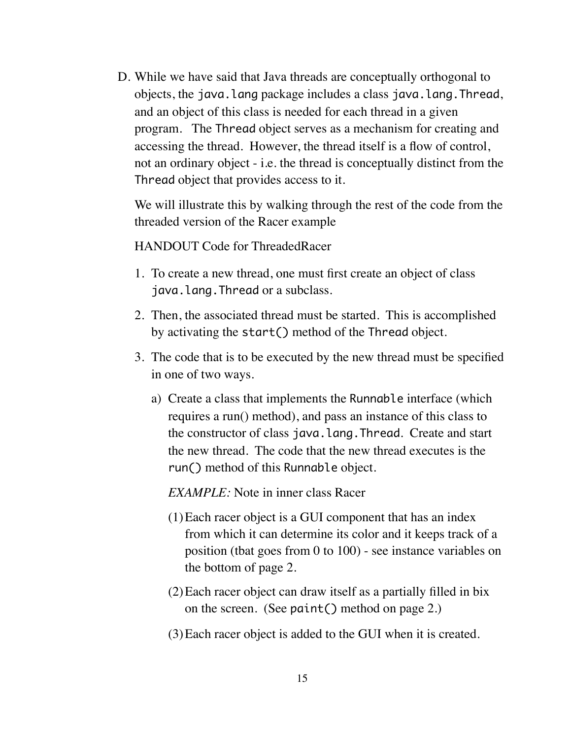D. While we have said that Java threads are conceptually orthogonal to objects, the `java.lang` package includes a class `java.lang.Thread`, and an object of this class is needed for each thread in a given program. The `Thread` object serves as a mechanism for creating and accessing the thread. However, the thread itself is a flow of control, not an ordinary object - i.e. the thread is conceptually distinct from the `Thread` object that provides access to it.

   We will illustrate this by walking through the rest of the code from the threaded version of the Racer example

   HANDOUT Code for ThreadedRacer

   1. To create a new thread, one must first create an object of class `java.lang.Thread` or a subclass.

   2. Then, the associated thread must be started. This is accomplished by activating the `start()` method of the `Thread` object.

   3. The code that is to be executed by the new thread must be specified in one of two ways.

      a) Create a class that implements the `Runnable` interface (which requires a run() method), and pass an instance of this class to the constructor of class `java.lang.Thread`. Create and start the new thread. The code that the new thread executes is the `run()` method of this `Runnable` object.

         *EXAMPLE:* Note in inner class Racer

         (1) Each racer object is a GUI component that has an index from which it can determine its color and it keeps track of a position (tbat goes from 0 to 100) - see instance variables on the bottom of page 2.

         (2) Each racer object can draw itself as a partially filled in bix on the screen. (See `paint()` method on page 2.)

         (3) Each racer object is added to the GUI when it is created.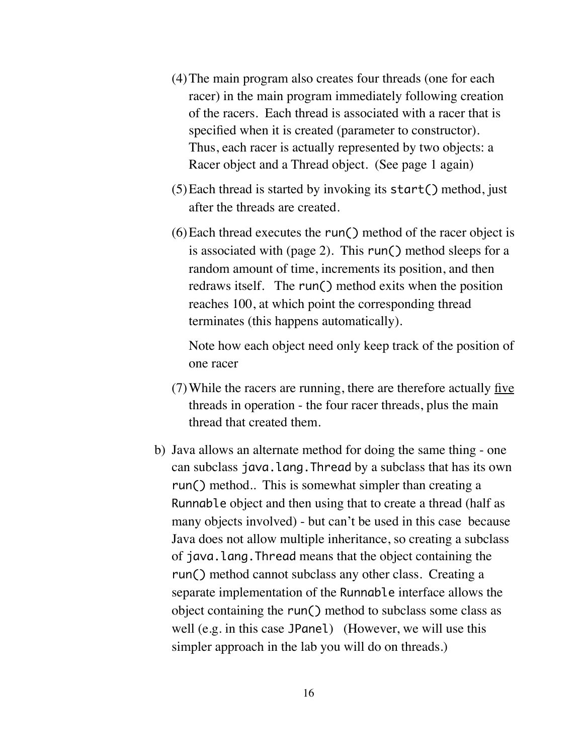(4) The main program also creates four threads (one for each racer) in the main program immediately following creation of the racers. Each thread is associated with a racer that is specified when it is created (parameter to constructor). Thus, each racer is actually represented by two objects: a Racer object and a Thread object. (See page 1 again)

(5) Each thread is started by invoking its `start()` method, just after the threads are created.

(6) Each thread executes the `run()` method of the racer object is is associated with (page 2). This `run()` method sleeps for a random amount of time, increments its position, and then redraws itself. The `run()` method exits when the position reaches 100, at which point the corresponding thread terminates (this happens automatically).

    Note how each object need only keep track of the position of one racer

(7) While the racers are running, there are therefore actually <u>five</u> threads in operation - the four racer threads, plus the main thread that created them.

b) Java allows an alternate method for doing the same thing - one can subclass `java.lang.Thread` by a subclass that has its own `run()` method.. This is somewhat simpler than creating a `Runnable` object and then using that to create a thread (half as many objects involved) - but can't be used in this case because Java does not allow multiple inheritance, so creating a subclass of `java.lang.Thread` means that the object containing the `run()` method cannot subclass any other class. Creating a separate implementation of the `Runnable` interface allows the object containing the `run()` method to subclass some class as well (e.g. in this case `JPanel`) (However, we will use this simpler approach in the lab you will do on threads.)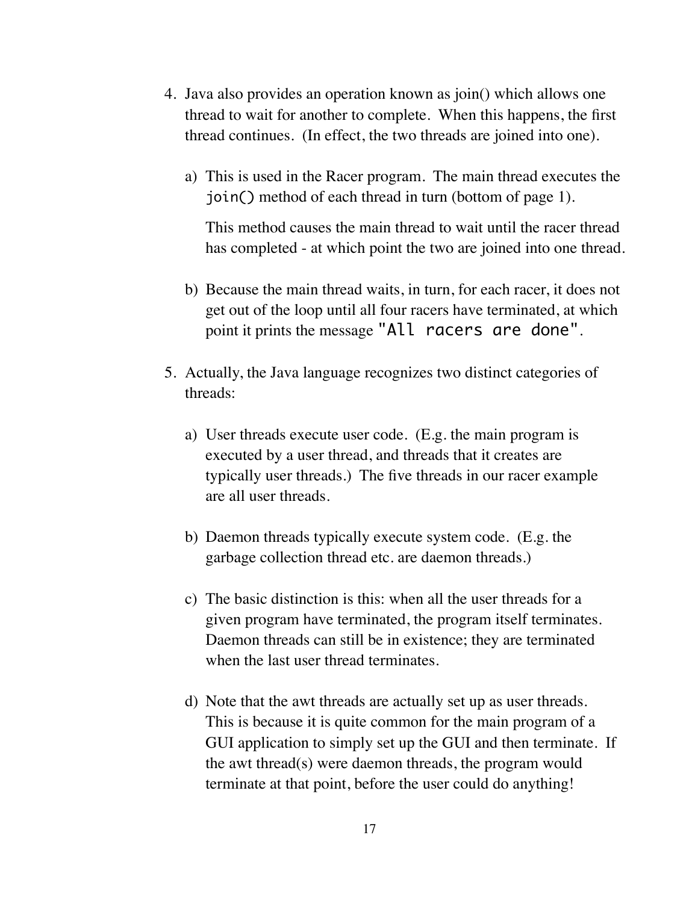4. Java also provides an operation known as join() which allows one thread to wait for another to complete. When this happens, the first thread continues. (In effect, the two threads are joined into one).

   a) This is used in the Racer program. The main thread executes the `join()` method of each thread in turn (bottom of page 1).

      This method causes the main thread to wait until the racer thread has completed - at which point the two are joined into one thread.

   b) Because the main thread waits, in turn, for each racer, it does not get out of the loop until all four racers have terminated, at which point it prints the message `"All racers are done"`.

5. Actually, the Java language recognizes two distinct categories of threads:

   a) User threads execute user code. (E.g. the main program is executed by a user thread, and threads that it creates are typically user threads.) The five threads in our racer example are all user threads.

   b) Daemon threads typically execute system code. (E.g. the garbage collection thread etc. are daemon threads.)

   c) The basic distinction is this: when all the user threads for a given program have terminated, the program itself terminates. Daemon threads can still be in existence; they are terminated when the last user thread terminates.

   d) Note that the awt threads are actually set up as user threads. This is because it is quite common for the main program of a GUI application to simply set up the GUI and then terminate. If the awt thread(s) were daemon threads, the program would terminate at that point, before the user could do anything!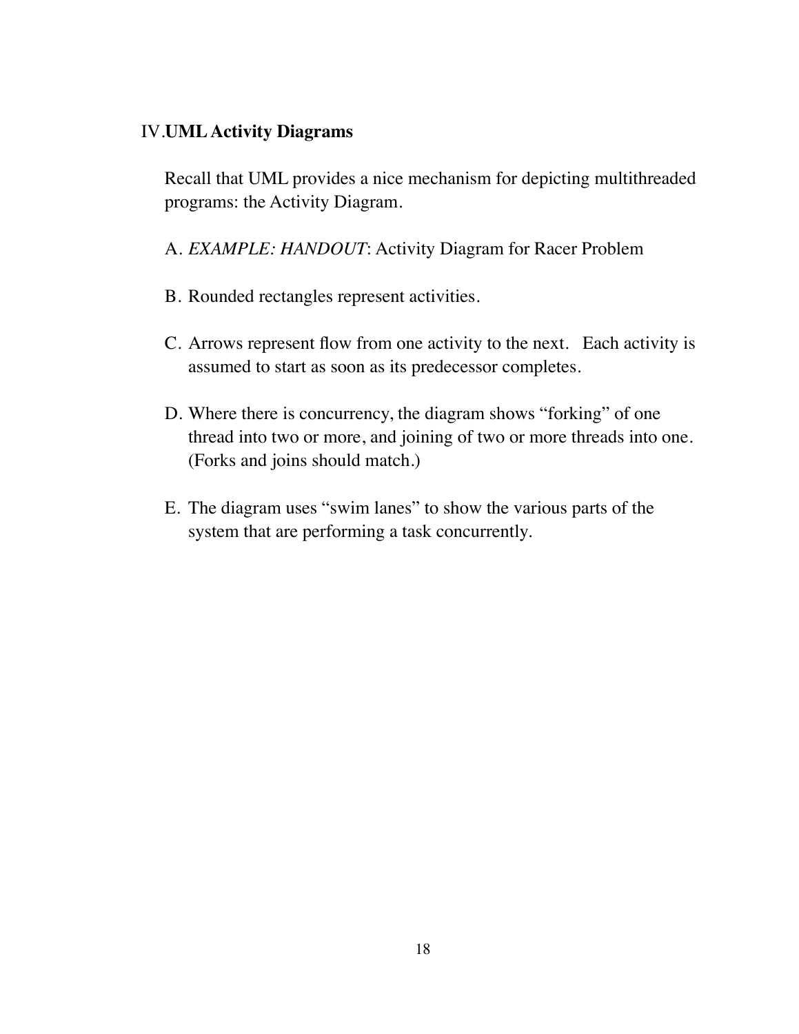## IV. UML Activity Diagrams

Recall that UML provides a nice mechanism for depicting multithreaded programs: the Activity Diagram.

A. *EXAMPLE: HANDOUT*: Activity Diagram for Racer Problem

B. Rounded rectangles represent activities.

C. Arrows represent flow from one activity to the next. Each activity is assumed to start as soon as its predecessor completes.

D. Where there is concurrency, the diagram shows "forking" of one thread into two or more, and joining of two or more threads into one. (Forks and joins should match.)

E. The diagram uses "swim lanes" to show the various parts of the system that are performing a task concurrently.